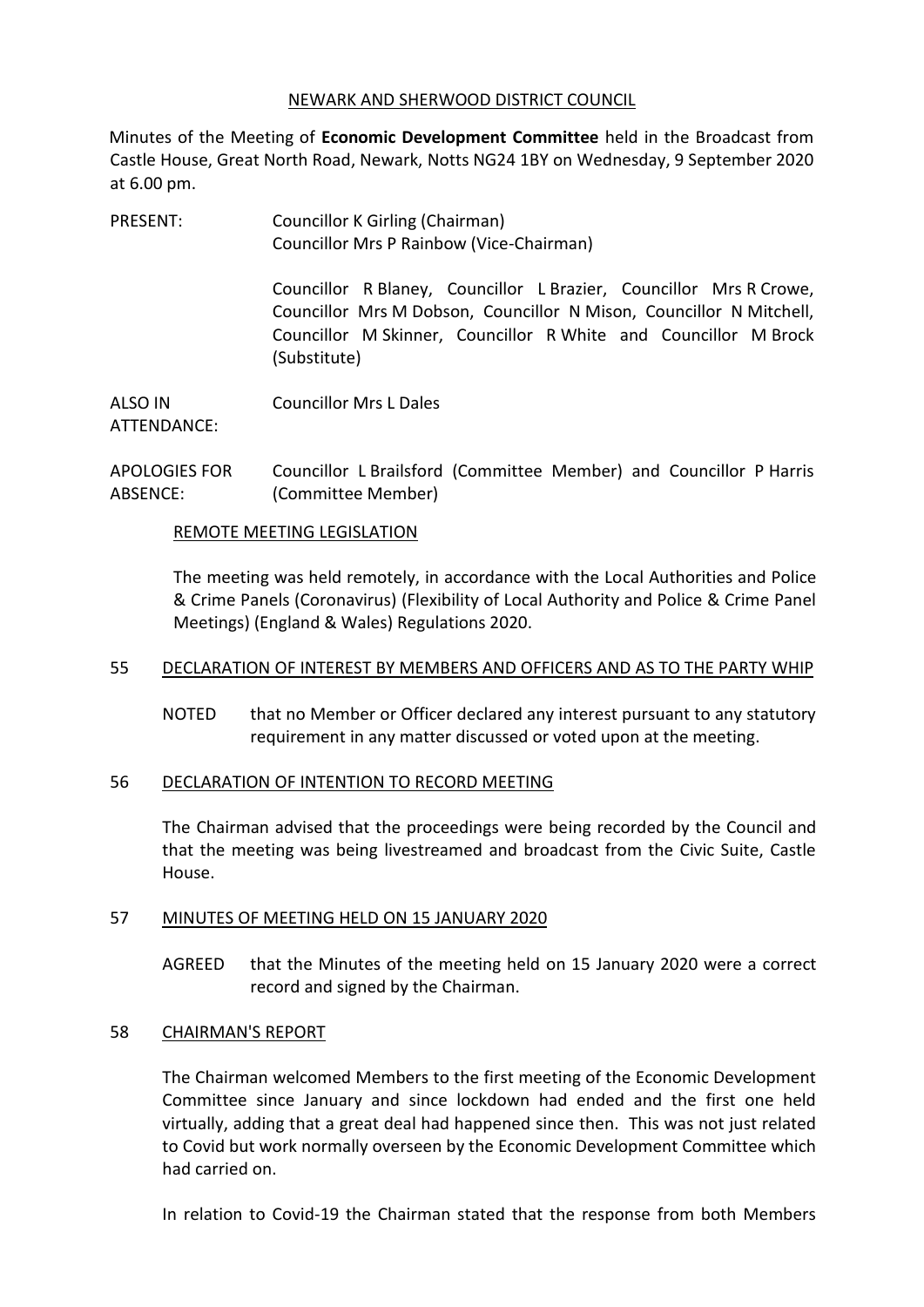NEWARK AND SHERWOOD DISTRICT COUNCIL

Minutes of the Meeting of **Economic Development Committee** held in the Broadcast from Castle House, Great North Road, Newark, Notts NG24 1BY on Wednesday, 9 September 2020 at 6.00 pm.

| | |
|---|---|
| PRESENT: | Councillor K Girling (Chairman)<br>Councillor Mrs P Rainbow (Vice-Chairman)<br><br>Councillor R Blaney, Councillor L Brazier, Councillor Mrs R Crowe, Councillor Mrs M Dobson, Councillor N Mison, Councillor N Mitchell, Councillor M Skinner, Councillor R White and Councillor M Brock (Substitute) |
| ALSO IN ATTENDANCE: | Councillor Mrs L Dales |
| APOLOGIES FOR ABSENCE: | Councillor L Brailsford (Committee Member) and Councillor P Harris (Committee Member) |

REMOTE MEETING LEGISLATION

The meeting was held remotely, in accordance with the Local Authorities and Police & Crime Panels (Coronavirus) (Flexibility of Local Authority and Police & Crime Panel Meetings) (England & Wales) Regulations 2020.

## 55 DECLARATION OF INTEREST BY MEMBERS AND OFFICERS AND AS TO THE PARTY WHIP

NOTED that no Member or Officer declared any interest pursuant to any statutory requirement in any matter discussed or voted upon at the meeting.

## 56 DECLARATION OF INTENTION TO RECORD MEETING

The Chairman advised that the proceedings were being recorded by the Council and that the meeting was being livestreamed and broadcast from the Civic Suite, Castle House.

## 57 MINUTES OF MEETING HELD ON 15 JANUARY 2020

AGREED that the Minutes of the meeting held on 15 January 2020 were a correct record and signed by the Chairman.

## 58 CHAIRMAN'S REPORT

The Chairman welcomed Members to the first meeting of the Economic Development Committee since January and since lockdown had ended and the first one held virtually, adding that a great deal had happened since then. This was not just related to Covid but work normally overseen by the Economic Development Committee which had carried on.

In relation to Covid-19 the Chairman stated that the response from both Members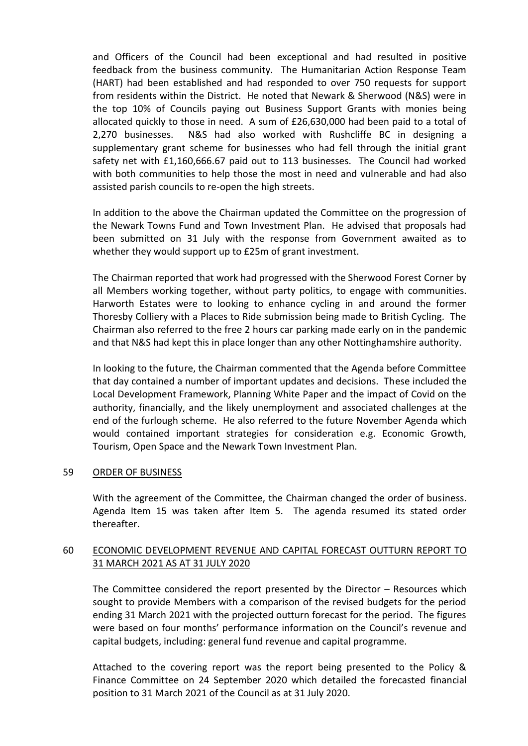and Officers of the Council had been exceptional and had resulted in positive feedback from the business community. The Humanitarian Action Response Team (HART) had been established and had responded to over 750 requests for support from residents within the District. He noted that Newark & Sherwood (N&S) were in the top 10% of Councils paying out Business Support Grants with monies being allocated quickly to those in need. A sum of £26,630,000 had been paid to a total of 2,270 businesses. N&S had also worked with Rushcliffe BC in designing a supplementary grant scheme for businesses who had fell through the initial grant safety net with £1,160,666.67 paid out to 113 businesses. The Council had worked with both communities to help those the most in need and vulnerable and had also assisted parish councils to re-open the high streets.

In addition to the above the Chairman updated the Committee on the progression of the Newark Towns Fund and Town Investment Plan. He advised that proposals had been submitted on 31 July with the response from Government awaited as to whether they would support up to £25m of grant investment.

The Chairman reported that work had progressed with the Sherwood Forest Corner by all Members working together, without party politics, to engage with communities. Harworth Estates were to looking to enhance cycling in and around the former Thoresby Colliery with a Places to Ride submission being made to British Cycling. The Chairman also referred to the free 2 hours car parking made early on in the pandemic and that N&S had kept this in place longer than any other Nottinghamshire authority.

In looking to the future, the Chairman commented that the Agenda before Committee that day contained a number of important updates and decisions. These included the Local Development Framework, Planning White Paper and the impact of Covid on the authority, financially, and the likely unemployment and associated challenges at the end of the furlough scheme. He also referred to the future November Agenda which would contained important strategies for consideration e.g. Economic Growth, Tourism, Open Space and the Newark Town Investment Plan.

## 59 ORDER OF BUSINESS

With the agreement of the Committee, the Chairman changed the order of business. Agenda Item 15 was taken after Item 5. The agenda resumed its stated order thereafter.

## 60 ECONOMIC DEVELOPMENT REVENUE AND CAPITAL FORECAST OUTTURN REPORT TO 31 MARCH 2021 AS AT 31 JULY 2020

The Committee considered the report presented by the Director – Resources which sought to provide Members with a comparison of the revised budgets for the period ending 31 March 2021 with the projected outturn forecast for the period. The figures were based on four months' performance information on the Council's revenue and capital budgets, including: general fund revenue and capital programme.

Attached to the covering report was the report being presented to the Policy & Finance Committee on 24 September 2020 which detailed the forecasted financial position to 31 March 2021 of the Council as at 31 July 2020.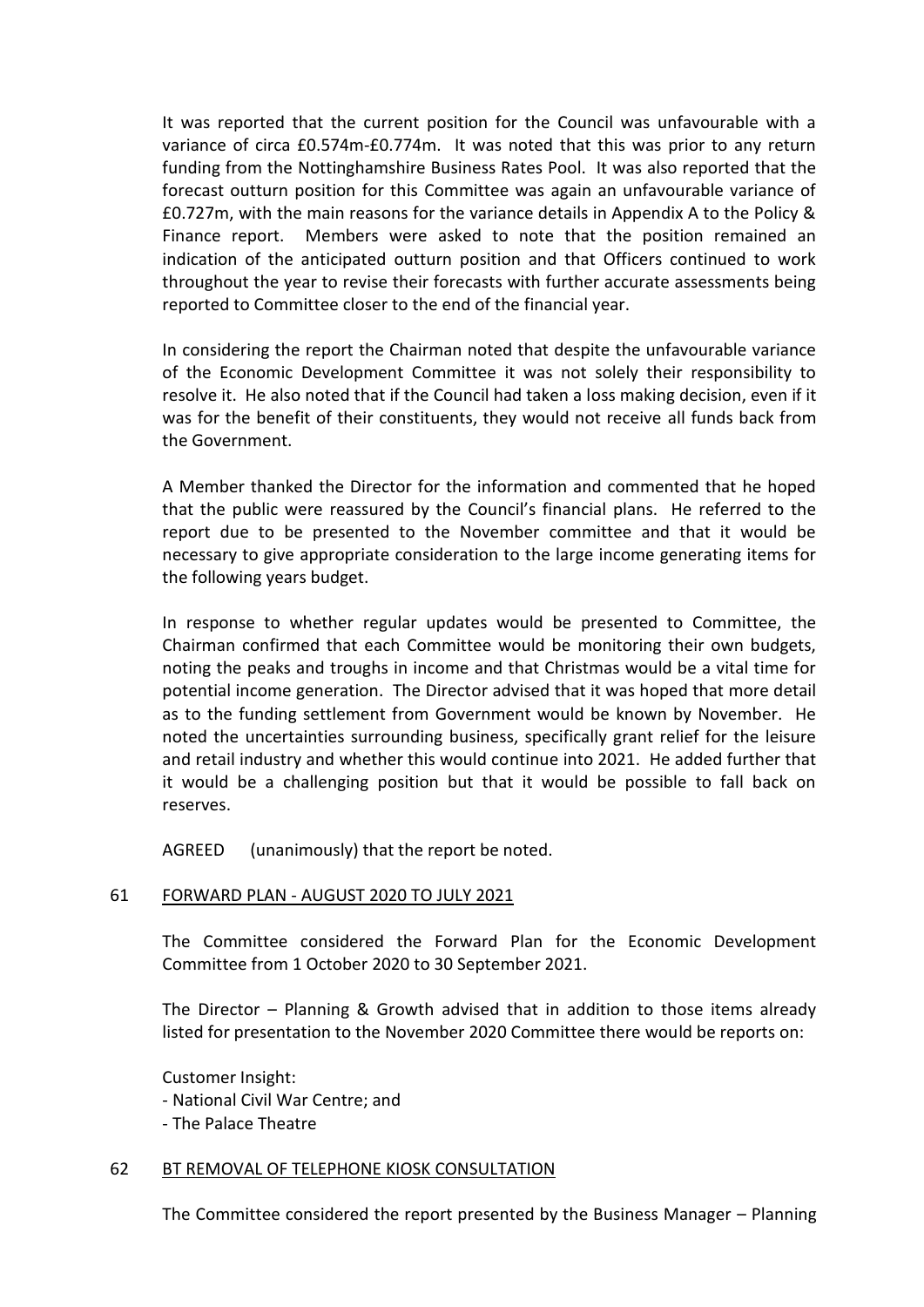It was reported that the current position for the Council was unfavourable with a variance of circa £0.574m-£0.774m. It was noted that this was prior to any return funding from the Nottinghamshire Business Rates Pool. It was also reported that the forecast outturn position for this Committee was again an unfavourable variance of £0.727m, with the main reasons for the variance details in Appendix A to the Policy & Finance report. Members were asked to note that the position remained an indication of the anticipated outturn position and that Officers continued to work throughout the year to revise their forecasts with further accurate assessments being reported to Committee closer to the end of the financial year.

In considering the report the Chairman noted that despite the unfavourable variance of the Economic Development Committee it was not solely their responsibility to resolve it. He also noted that if the Council had taken a loss making decision, even if it was for the benefit of their constituents, they would not receive all funds back from the Government.

A Member thanked the Director for the information and commented that he hoped that the public were reassured by the Council's financial plans. He referred to the report due to be presented to the November committee and that it would be necessary to give appropriate consideration to the large income generating items for the following years budget.

In response to whether regular updates would be presented to Committee, the Chairman confirmed that each Committee would be monitoring their own budgets, noting the peaks and troughs in income and that Christmas would be a vital time for potential income generation. The Director advised that it was hoped that more detail as to the funding settlement from Government would be known by November. He noted the uncertainties surrounding business, specifically grant relief for the leisure and retail industry and whether this would continue into 2021. He added further that it would be a challenging position but that it would be possible to fall back on reserves.

AGREED (unanimously) that the report be noted.

## 61 FORWARD PLAN - AUGUST 2020 TO JULY 2021

The Committee considered the Forward Plan for the Economic Development Committee from 1 October 2020 to 30 September 2021.

The Director – Planning & Growth advised that in addition to those items already listed for presentation to the November 2020 Committee there would be reports on:

Customer Insight:
- National Civil War Centre; and
- The Palace Theatre

## 62 BT REMOVAL OF TELEPHONE KIOSK CONSULTATION

The Committee considered the report presented by the Business Manager – Planning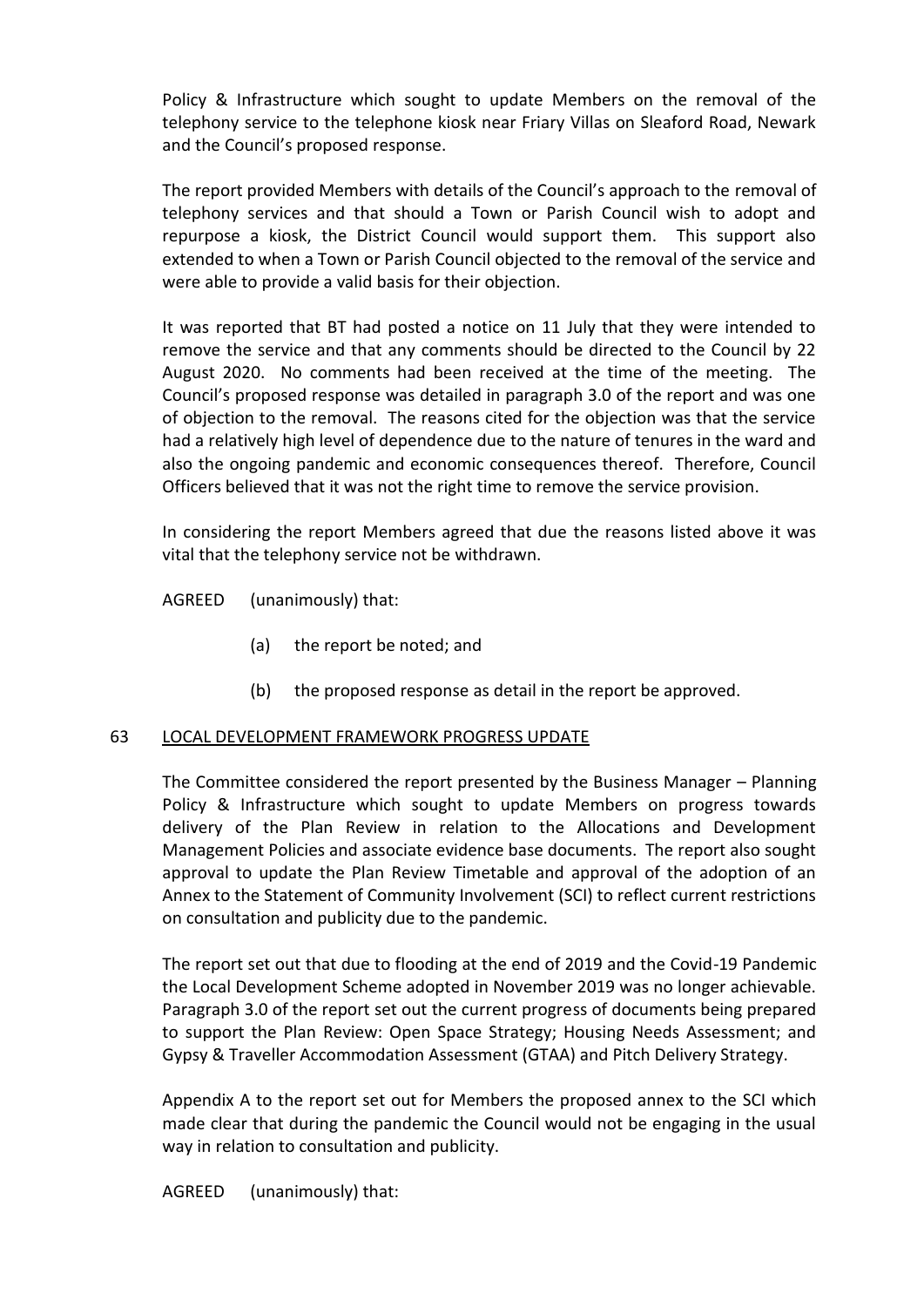Policy & Infrastructure which sought to update Members on the removal of the telephony service to the telephone kiosk near Friary Villas on Sleaford Road, Newark and the Council's proposed response.

The report provided Members with details of the Council's approach to the removal of telephony services and that should a Town or Parish Council wish to adopt and repurpose a kiosk, the District Council would support them. This support also extended to when a Town or Parish Council objected to the removal of the service and were able to provide a valid basis for their objection.

It was reported that BT had posted a notice on 11 July that they were intended to remove the service and that any comments should be directed to the Council by 22 August 2020. No comments had been received at the time of the meeting. The Council's proposed response was detailed in paragraph 3.0 of the report and was one of objection to the removal. The reasons cited for the objection was that the service had a relatively high level of dependence due to the nature of tenures in the ward and also the ongoing pandemic and economic consequences thereof. Therefore, Council Officers believed that it was not the right time to remove the service provision.

In considering the report Members agreed that due the reasons listed above it was vital that the telephony service not be withdrawn.

AGREED (unanimously) that:

(a) the report be noted; and

(b) the proposed response as detail in the report be approved.

## 63 LOCAL DEVELOPMENT FRAMEWORK PROGRESS UPDATE

The Committee considered the report presented by the Business Manager – Planning Policy & Infrastructure which sought to update Members on progress towards delivery of the Plan Review in relation to the Allocations and Development Management Policies and associate evidence base documents. The report also sought approval to update the Plan Review Timetable and approval of the adoption of an Annex to the Statement of Community Involvement (SCI) to reflect current restrictions on consultation and publicity due to the pandemic.

The report set out that due to flooding at the end of 2019 and the Covid-19 Pandemic the Local Development Scheme adopted in November 2019 was no longer achievable. Paragraph 3.0 of the report set out the current progress of documents being prepared to support the Plan Review: Open Space Strategy; Housing Needs Assessment; and Gypsy & Traveller Accommodation Assessment (GTAA) and Pitch Delivery Strategy.

Appendix A to the report set out for Members the proposed annex to the SCI which made clear that during the pandemic the Council would not be engaging in the usual way in relation to consultation and publicity.

AGREED (unanimously) that: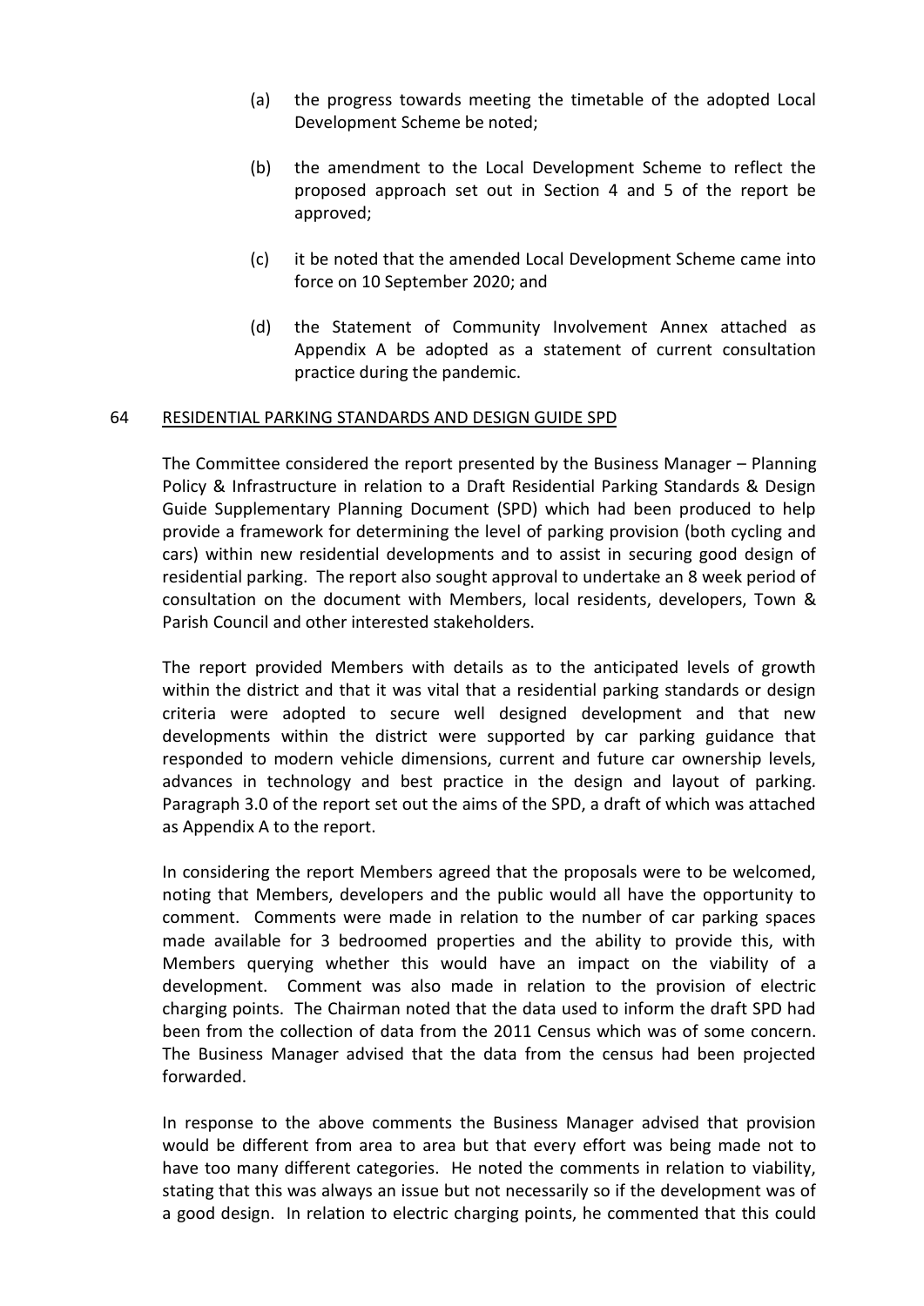(a) the progress towards meeting the timetable of the adopted Local Development Scheme be noted;

(b) the amendment to the Local Development Scheme to reflect the proposed approach set out in Section 4 and 5 of the report be approved;

(c) it be noted that the amended Local Development Scheme came into force on 10 September 2020; and

(d) the Statement of Community Involvement Annex attached as Appendix A be adopted as a statement of current consultation practice during the pandemic.

64 RESIDENTIAL PARKING STANDARDS AND DESIGN GUIDE SPD

The Committee considered the report presented by the Business Manager – Planning Policy & Infrastructure in relation to a Draft Residential Parking Standards & Design Guide Supplementary Planning Document (SPD) which had been produced to help provide a framework for determining the level of parking provision (both cycling and cars) within new residential developments and to assist in securing good design of residential parking. The report also sought approval to undertake an 8 week period of consultation on the document with Members, local residents, developers, Town & Parish Council and other interested stakeholders.

The report provided Members with details as to the anticipated levels of growth within the district and that it was vital that a residential parking standards or design criteria were adopted to secure well designed development and that new developments within the district were supported by car parking guidance that responded to modern vehicle dimensions, current and future car ownership levels, advances in technology and best practice in the design and layout of parking. Paragraph 3.0 of the report set out the aims of the SPD, a draft of which was attached as Appendix A to the report.

In considering the report Members agreed that the proposals were to be welcomed, noting that Members, developers and the public would all have the opportunity to comment. Comments were made in relation to the number of car parking spaces made available for 3 bedroomed properties and the ability to provide this, with Members querying whether this would have an impact on the viability of a development. Comment was also made in relation to the provision of electric charging points. The Chairman noted that the data used to inform the draft SPD had been from the collection of data from the 2011 Census which was of some concern. The Business Manager advised that the data from the census had been projected forwarded.

In response to the above comments the Business Manager advised that provision would be different from area to area but that every effort was being made not to have too many different categories. He noted the comments in relation to viability, stating that this was always an issue but not necessarily so if the development was of a good design. In relation to electric charging points, he commented that this could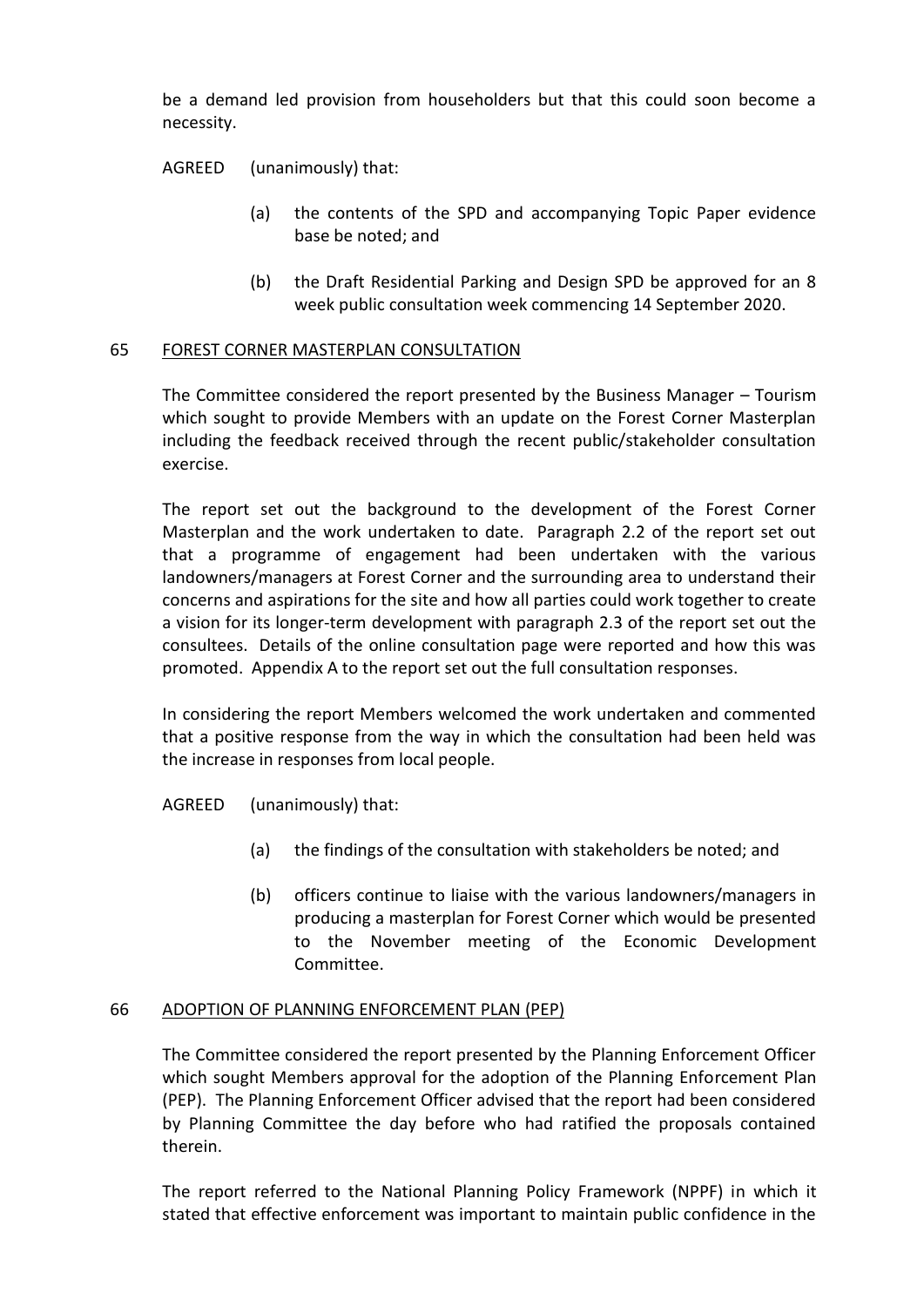be a demand led provision from householders but that this could soon become a necessity.

AGREED (unanimously) that:

(a) the contents of the SPD and accompanying Topic Paper evidence base be noted; and

(b) the Draft Residential Parking and Design SPD be approved for an 8 week public consultation week commencing 14 September 2020.

## 65 FOREST CORNER MASTERPLAN CONSULTATION

The Committee considered the report presented by the Business Manager – Tourism which sought to provide Members with an update on the Forest Corner Masterplan including the feedback received through the recent public/stakeholder consultation exercise.

The report set out the background to the development of the Forest Corner Masterplan and the work undertaken to date. Paragraph 2.2 of the report set out that a programme of engagement had been undertaken with the various landowners/managers at Forest Corner and the surrounding area to understand their concerns and aspirations for the site and how all parties could work together to create a vision for its longer-term development with paragraph 2.3 of the report set out the consultees. Details of the online consultation page were reported and how this was promoted. Appendix A to the report set out the full consultation responses.

In considering the report Members welcomed the work undertaken and commented that a positive response from the way in which the consultation had been held was the increase in responses from local people.

AGREED (unanimously) that:

(a) the findings of the consultation with stakeholders be noted; and

(b) officers continue to liaise with the various landowners/managers in producing a masterplan for Forest Corner which would be presented to the November meeting of the Economic Development Committee.

## 66 ADOPTION OF PLANNING ENFORCEMENT PLAN (PEP)

The Committee considered the report presented by the Planning Enforcement Officer which sought Members approval for the adoption of the Planning Enforcement Plan (PEP). The Planning Enforcement Officer advised that the report had been considered by Planning Committee the day before who had ratified the proposals contained therein.

The report referred to the National Planning Policy Framework (NPPF) in which it stated that effective enforcement was important to maintain public confidence in the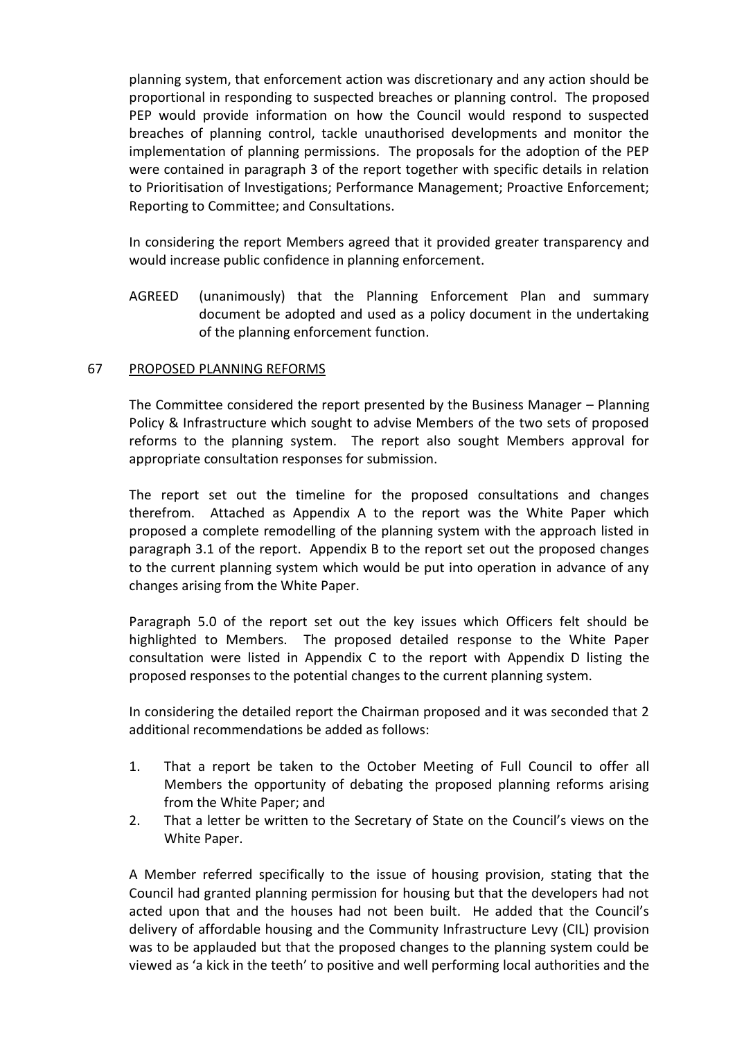planning system, that enforcement action was discretionary and any action should be proportional in responding to suspected breaches or planning control. The proposed PEP would provide information on how the Council would respond to suspected breaches of planning control, tackle unauthorised developments and monitor the implementation of planning permissions. The proposals for the adoption of the PEP were contained in paragraph 3 of the report together with specific details in relation to Prioritisation of Investigations; Performance Management; Proactive Enforcement; Reporting to Committee; and Consultations.

In considering the report Members agreed that it provided greater transparency and would increase public confidence in planning enforcement.

AGREED (unanimously) that the Planning Enforcement Plan and summary document be adopted and used as a policy document in the undertaking of the planning enforcement function.

## 67 PROPOSED PLANNING REFORMS

The Committee considered the report presented by the Business Manager – Planning Policy & Infrastructure which sought to advise Members of the two sets of proposed reforms to the planning system. The report also sought Members approval for appropriate consultation responses for submission.

The report set out the timeline for the proposed consultations and changes therefrom. Attached as Appendix A to the report was the White Paper which proposed a complete remodelling of the planning system with the approach listed in paragraph 3.1 of the report. Appendix B to the report set out the proposed changes to the current planning system which would be put into operation in advance of any changes arising from the White Paper.

Paragraph 5.0 of the report set out the key issues which Officers felt should be highlighted to Members. The proposed detailed response to the White Paper consultation were listed in Appendix C to the report with Appendix D listing the proposed responses to the potential changes to the current planning system.

In considering the detailed report the Chairman proposed and it was seconded that 2 additional recommendations be added as follows:

1. That a report be taken to the October Meeting of Full Council to offer all Members the opportunity of debating the proposed planning reforms arising from the White Paper; and
2. That a letter be written to the Secretary of State on the Council's views on the White Paper.

A Member referred specifically to the issue of housing provision, stating that the Council had granted planning permission for housing but that the developers had not acted upon that and the houses had not been built. He added that the Council's delivery of affordable housing and the Community Infrastructure Levy (CIL) provision was to be applauded but that the proposed changes to the planning system could be viewed as 'a kick in the teeth' to positive and well performing local authorities and the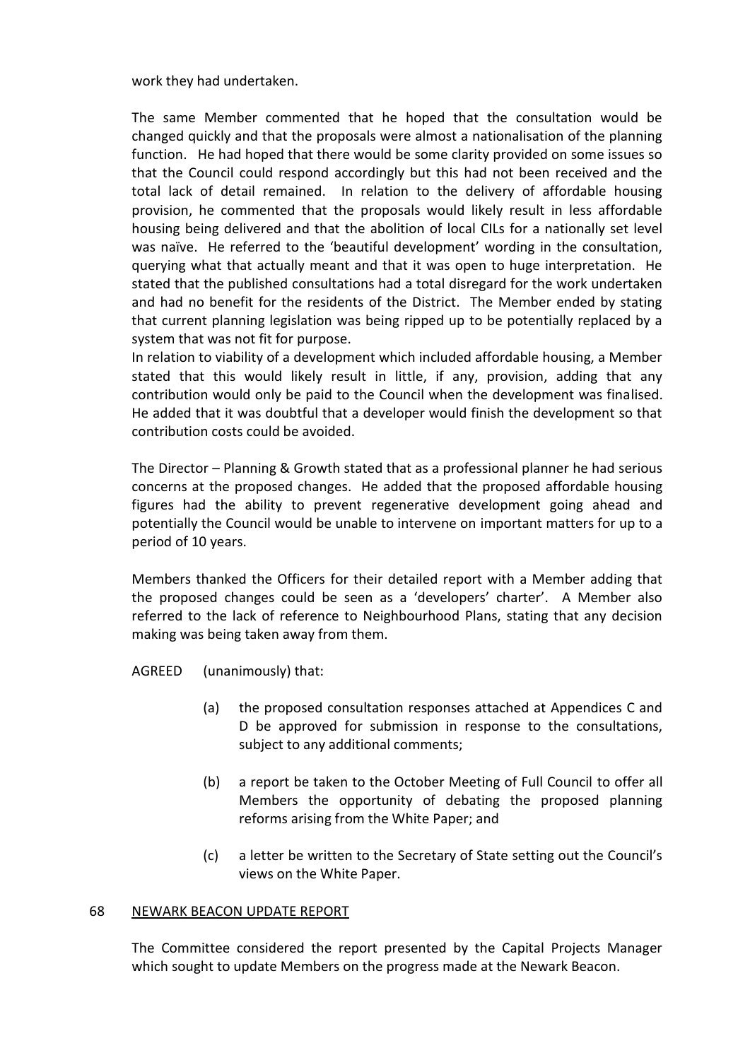work they had undertaken.

The same Member commented that he hoped that the consultation would be changed quickly and that the proposals were almost a nationalisation of the planning function. He had hoped that there would be some clarity provided on some issues so that the Council could respond accordingly but this had not been received and the total lack of detail remained. In relation to the delivery of affordable housing provision, he commented that the proposals would likely result in less affordable housing being delivered and that the abolition of local CILs for a nationally set level was naïve. He referred to the 'beautiful development' wording in the consultation, querying what that actually meant and that it was open to huge interpretation. He stated that the published consultations had a total disregard for the work undertaken and had no benefit for the residents of the District. The Member ended by stating that current planning legislation was being ripped up to be potentially replaced by a system that was not fit for purpose.
In relation to viability of a development which included affordable housing, a Member stated that this would likely result in little, if any, provision, adding that any contribution would only be paid to the Council when the development was finalised. He added that it was doubtful that a developer would finish the development so that contribution costs could be avoided.

The Director – Planning & Growth stated that as a professional planner he had serious concerns at the proposed changes. He added that the proposed affordable housing figures had the ability to prevent regenerative development going ahead and potentially the Council would be unable to intervene on important matters for up to a period of 10 years.

Members thanked the Officers for their detailed report with a Member adding that the proposed changes could be seen as a 'developers' charter'. A Member also referred to the lack of reference to Neighbourhood Plans, stating that any decision making was being taken away from them.

AGREED (unanimously) that:

(a) the proposed consultation responses attached at Appendices C and D be approved for submission in response to the consultations, subject to any additional comments;

(b) a report be taken to the October Meeting of Full Council to offer all Members the opportunity of debating the proposed planning reforms arising from the White Paper; and

(c) a letter be written to the Secretary of State setting out the Council's views on the White Paper.

## 68 NEWARK BEACON UPDATE REPORT

The Committee considered the report presented by the Capital Projects Manager which sought to update Members on the progress made at the Newark Beacon.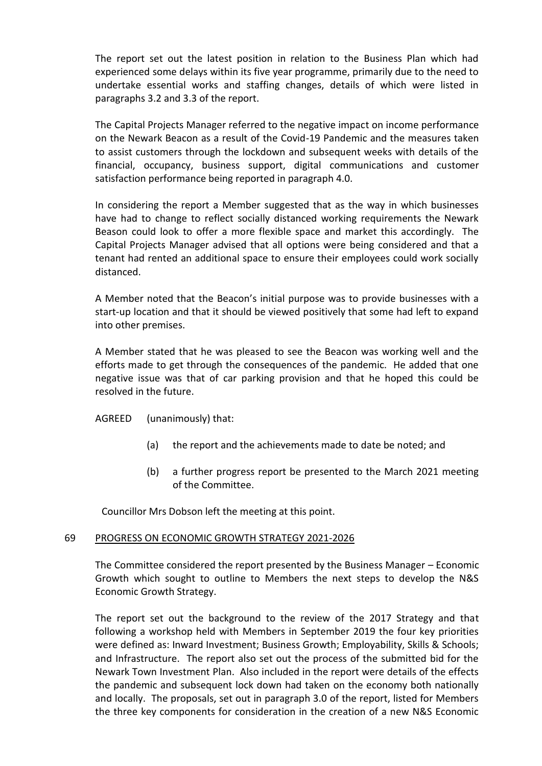The report set out the latest position in relation to the Business Plan which had experienced some delays within its five year programme, primarily due to the need to undertake essential works and staffing changes, details of which were listed in paragraphs 3.2 and 3.3 of the report.

The Capital Projects Manager referred to the negative impact on income performance on the Newark Beacon as a result of the Covid-19 Pandemic and the measures taken to assist customers through the lockdown and subsequent weeks with details of the financial, occupancy, business support, digital communications and customer satisfaction performance being reported in paragraph 4.0.

In considering the report a Member suggested that as the way in which businesses have had to change to reflect socially distanced working requirements the Newark Beason could look to offer a more flexible space and market this accordingly. The Capital Projects Manager advised that all options were being considered and that a tenant had rented an additional space to ensure their employees could work socially distanced.

A Member noted that the Beacon's initial purpose was to provide businesses with a start-up location and that it should be viewed positively that some had left to expand into other premises.

A Member stated that he was pleased to see the Beacon was working well and the efforts made to get through the consequences of the pandemic. He added that one negative issue was that of car parking provision and that he hoped this could be resolved in the future.

AGREED (unanimously) that:

(a) the report and the achievements made to date be noted; and

(b) a further progress report be presented to the March 2021 meeting of the Committee.

Councillor Mrs Dobson left the meeting at this point.

## 69 PROGRESS ON ECONOMIC GROWTH STRATEGY 2021-2026

The Committee considered the report presented by the Business Manager – Economic Growth which sought to outline to Members the next steps to develop the N&S Economic Growth Strategy.

The report set out the background to the review of the 2017 Strategy and that following a workshop held with Members in September 2019 the four key priorities were defined as: Inward Investment; Business Growth; Employability, Skills & Schools; and Infrastructure. The report also set out the process of the submitted bid for the Newark Town Investment Plan. Also included in the report were details of the effects the pandemic and subsequent lock down had taken on the economy both nationally and locally. The proposals, set out in paragraph 3.0 of the report, listed for Members the three key components for consideration in the creation of a new N&S Economic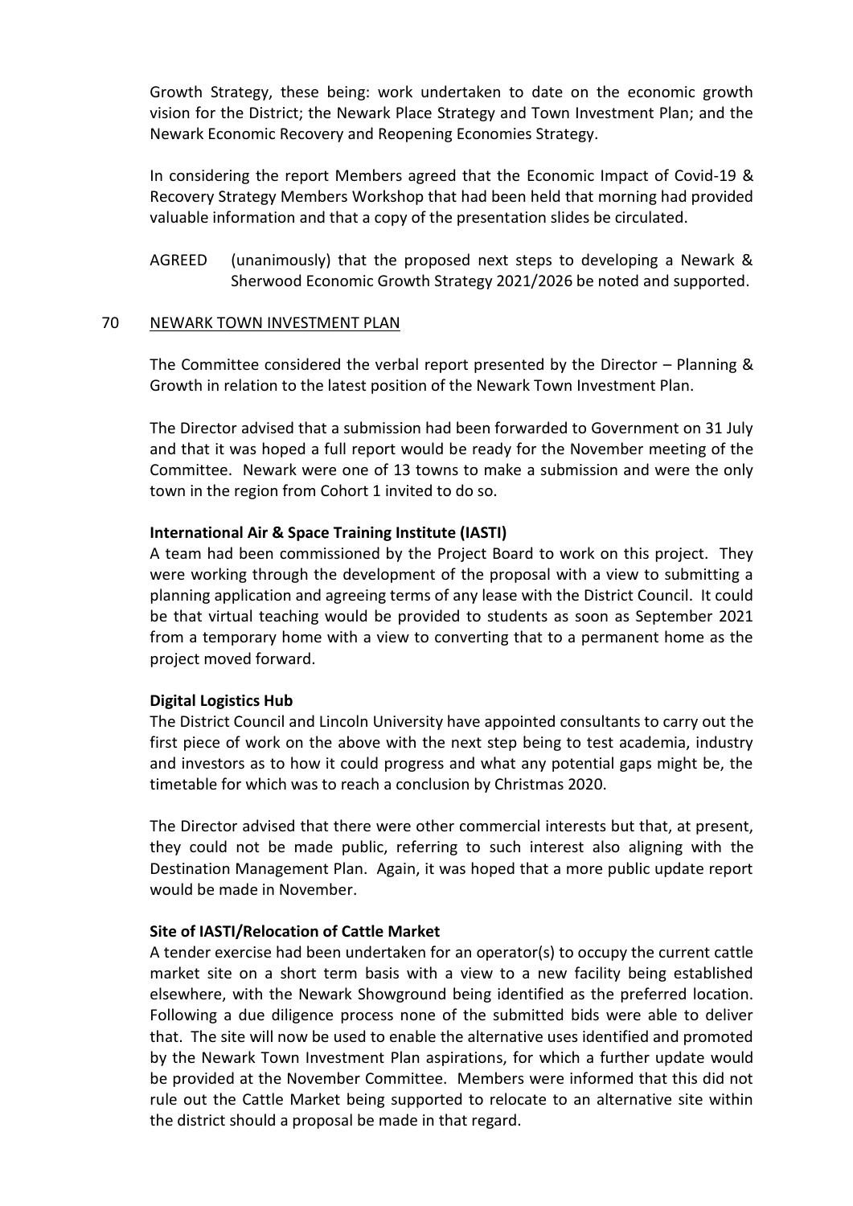Growth Strategy, these being: work undertaken to date on the economic growth vision for the District; the Newark Place Strategy and Town Investment Plan; and the Newark Economic Recovery and Reopening Economies Strategy.

In considering the report Members agreed that the Economic Impact of Covid-19 & Recovery Strategy Members Workshop that had been held that morning had provided valuable information and that a copy of the presentation slides be circulated.

AGREED (unanimously) that the proposed next steps to developing a Newark & Sherwood Economic Growth Strategy 2021/2026 be noted and supported.

70 NEWARK TOWN INVESTMENT PLAN

The Committee considered the verbal report presented by the Director – Planning & Growth in relation to the latest position of the Newark Town Investment Plan.

The Director advised that a submission had been forwarded to Government on 31 July and that it was hoped a full report would be ready for the November meeting of the Committee. Newark were one of 13 towns to make a submission and were the only town in the region from Cohort 1 invited to do so.

**International Air & Space Training Institute (IASTI)**

A team had been commissioned by the Project Board to work on this project. They were working through the development of the proposal with a view to submitting a planning application and agreeing terms of any lease with the District Council. It could be that virtual teaching would be provided to students as soon as September 2021 from a temporary home with a view to converting that to a permanent home as the project moved forward.

**Digital Logistics Hub**

The District Council and Lincoln University have appointed consultants to carry out the first piece of work on the above with the next step being to test academia, industry and investors as to how it could progress and what any potential gaps might be, the timetable for which was to reach a conclusion by Christmas 2020.

The Director advised that there were other commercial interests but that, at present, they could not be made public, referring to such interest also aligning with the Destination Management Plan. Again, it was hoped that a more public update report would be made in November.

**Site of IASTI/Relocation of Cattle Market**

A tender exercise had been undertaken for an operator(s) to occupy the current cattle market site on a short term basis with a view to a new facility being established elsewhere, with the Newark Showground being identified as the preferred location. Following a due diligence process none of the submitted bids were able to deliver that. The site will now be used to enable the alternative uses identified and promoted by the Newark Town Investment Plan aspirations, for which a further update would be provided at the November Committee. Members were informed that this did not rule out the Cattle Market being supported to relocate to an alternative site within the district should a proposal be made in that regard.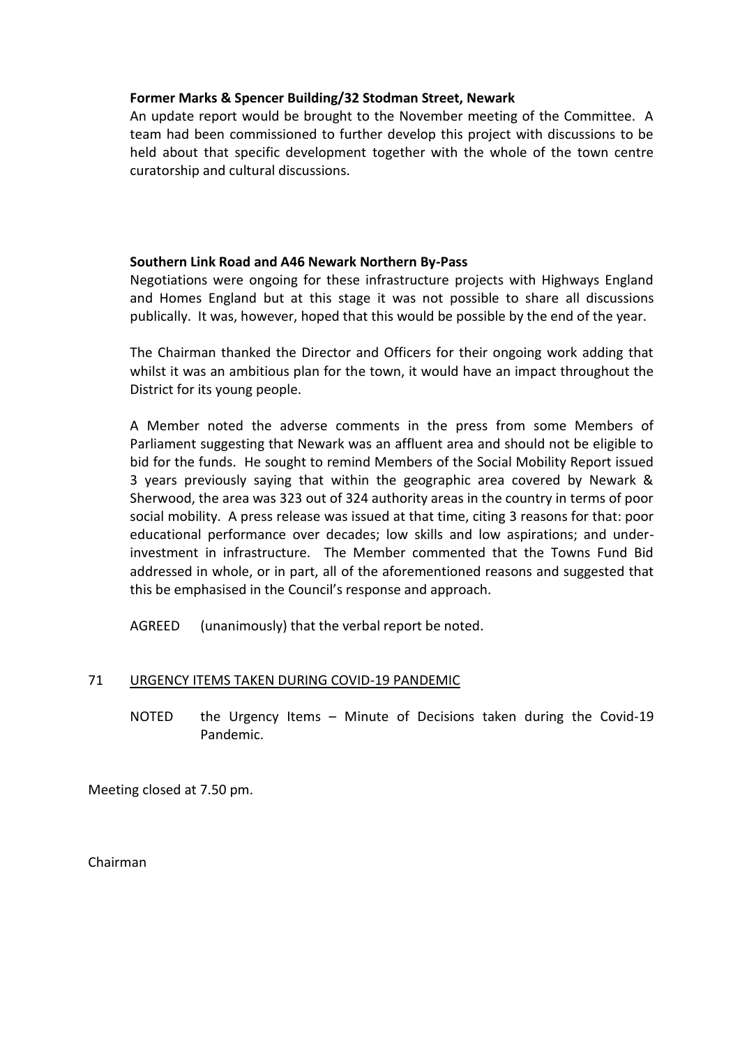**Former Marks & Spencer Building/32 Stodman Street, Newark**

An update report would be brought to the November meeting of the Committee. A team had been commissioned to further develop this project with discussions to be held about that specific development together with the whole of the town centre curatorship and cultural discussions.

**Southern Link Road and A46 Newark Northern By-Pass**

Negotiations were ongoing for these infrastructure projects with Highways England and Homes England but at this stage it was not possible to share all discussions publically. It was, however, hoped that this would be possible by the end of the year.

The Chairman thanked the Director and Officers for their ongoing work adding that whilst it was an ambitious plan for the town, it would have an impact throughout the District for its young people.

A Member noted the adverse comments in the press from some Members of Parliament suggesting that Newark was an affluent area and should not be eligible to bid for the funds. He sought to remind Members of the Social Mobility Report issued 3 years previously saying that within the geographic area covered by Newark & Sherwood, the area was 323 out of 324 authority areas in the country in terms of poor social mobility. A press release was issued at that time, citing 3 reasons for that: poor educational performance over decades; low skills and low aspirations; and under-investment in infrastructure. The Member commented that the Towns Fund Bid addressed in whole, or in part, all of the aforementioned reasons and suggested that this be emphasised in the Council's response and approach.

AGREED (unanimously) that the verbal report be noted.

## 71 URGENCY ITEMS TAKEN DURING COVID-19 PANDEMIC

NOTED the Urgency Items – Minute of Decisions taken during the Covid-19 Pandemic.

Meeting closed at 7.50 pm.

Chairman